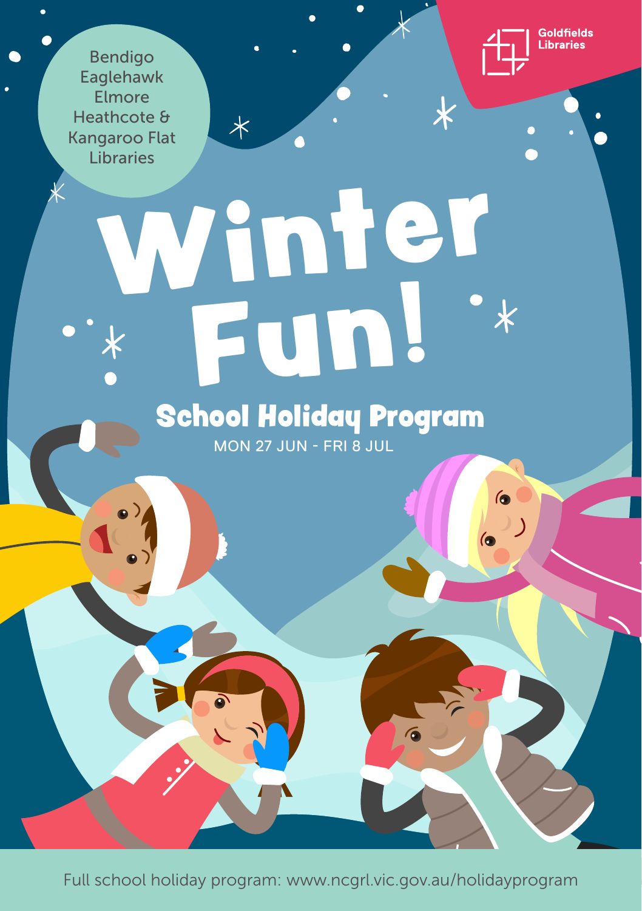Goldfields Libraries

Bendigo
Eaglehawk
Elmore
Heathcote &
Kangaroo Flat
Libraries

# Winter Fun!

## School Holiday Program

MON 27 JUN - FRI 8 JUL

Full school holiday program: www.ncgrl.vic.gov.au/holidayprogram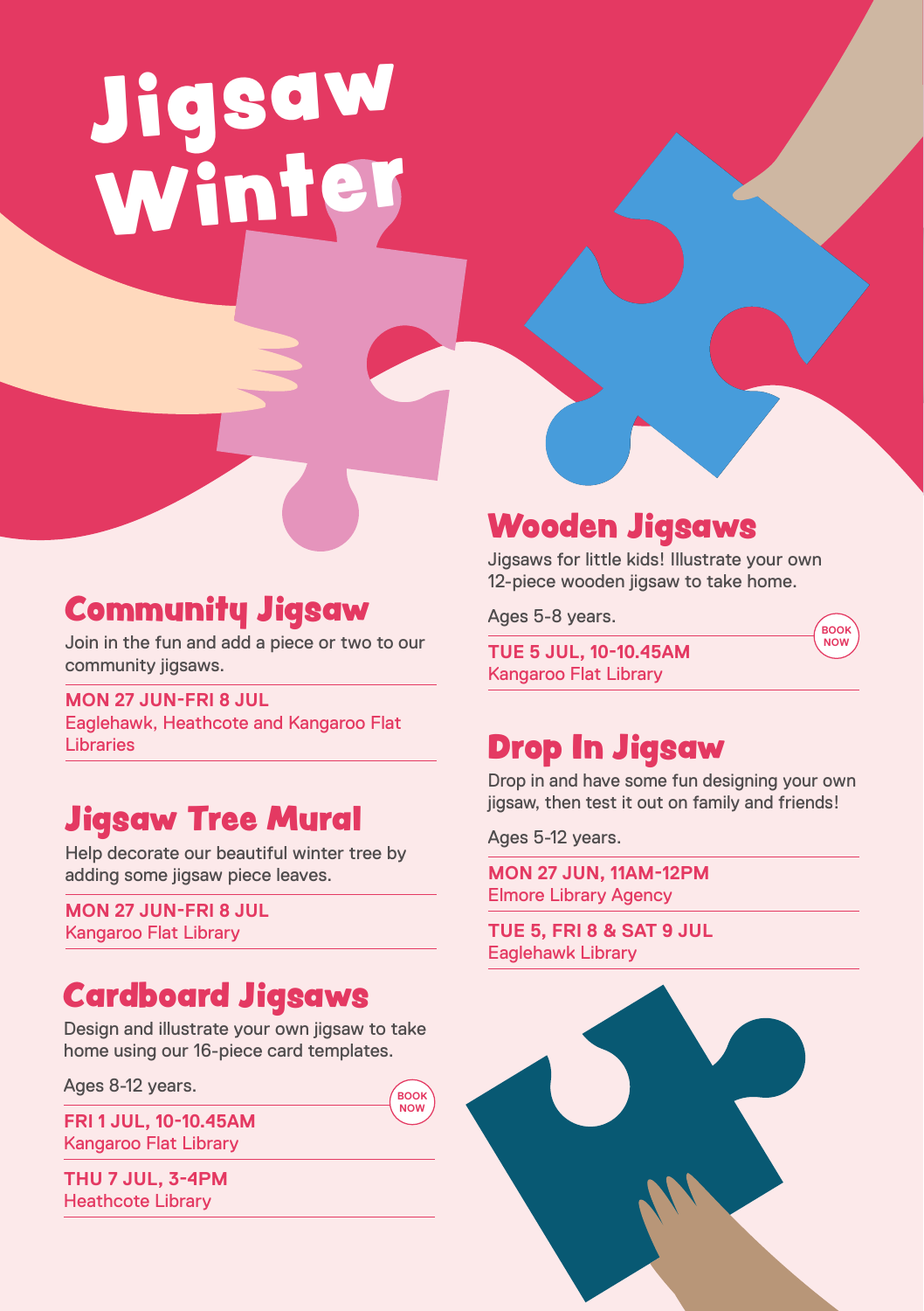# Jigsaw Winter

## Community Jigsaw

Join in the fun and add a piece or two to our community jigsaws.

**MON 27 JUN-FRI 8 JUL**
Eaglehawk, Heathcote and Kangaroo Flat Libraries

## Jigsaw Tree Mural

Help decorate our beautiful winter tree by adding some jigsaw piece leaves.

**MON 27 JUN-FRI 8 JUL**
Kangaroo Flat Library

## Cardboard Jigsaws

Design and illustrate your own jigsaw to take home using our 16-piece card templates.

Ages 8-12 years.

BOOK NOW

**FRI 1 JUL, 10-10.45AM**
Kangaroo Flat Library

**THU 7 JUL, 3-4PM**
Heathcote Library

## Wooden Jigsaws

Jigsaws for little kids! Illustrate your own 12-piece wooden jigsaw to take home.

Ages 5-8 years.

BOOK NOW

**TUE 5 JUL, 10-10.45AM**
Kangaroo Flat Library

## Drop In Jigsaw

Drop in and have some fun designing your own jigsaw, then test it out on family and friends!

Ages 5-12 years.

**MON 27 JUN, 11AM-12PM**
Elmore Library Agency

**TUE 5, FRI 8 & SAT 9 JUL**
Eaglehawk Library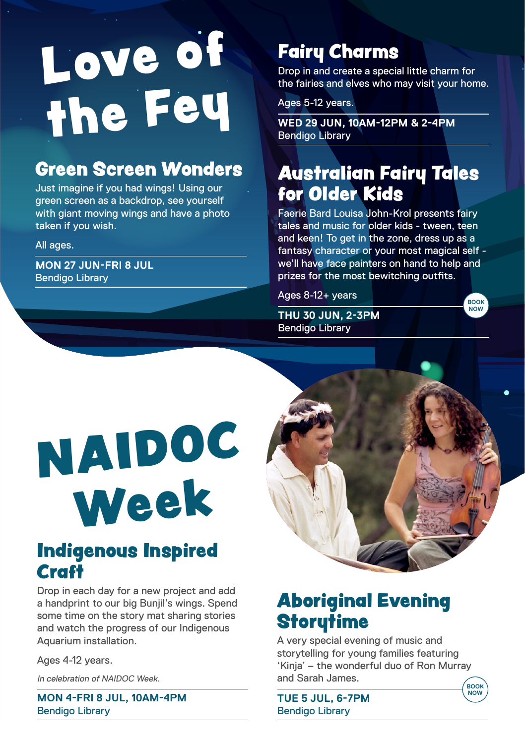# Love of the Fey

## Green Screen Wonders

Just imagine if you had wings! Using our green screen as a backdrop, see yourself with giant moving wings and have a photo taken if you wish.

All ages.

**MON 27 JUN-FRI 8 JUL**
Bendigo Library

## Fairy Charms

Drop in and create a special little charm for the fairies and elves who may visit your home.

Ages 5-12 years.

**WED 29 JUN, 10AM-12PM & 2-4PM**
Bendigo Library

## Australian Fairy Tales for Older Kids

Faerie Bard Louisa John-Krol presents fairy tales and music for older kids - tween, teen and keen! To get in the zone, dress up as a fantasy character or your most magical self - we'll have face painters on hand to help and prizes for the most bewitching outfits.

Ages 8-12+ years

BOOK NOW

**THU 30 JUN, 2-3PM**
Bendigo Library

# NAIDOC Week

## Indigenous Inspired Craft

Drop in each day for a new project and add a handprint to our big Bunjil's wings. Spend some time on the story mat sharing stories and watch the progress of our Indigenous Aquarium installation.

Ages 4-12 years.

*In celebration of NAIDOC Week.*

**MON 4-FRI 8 JUL, 10AM-4PM**
Bendigo Library

## Aboriginal Evening Storytime

A very special evening of music and storytelling for young families featuring 'Kinja' – the wonderful duo of Ron Murray and Sarah James.

BOOK NOW

**TUE 5 JUL, 6-7PM**
Bendigo Library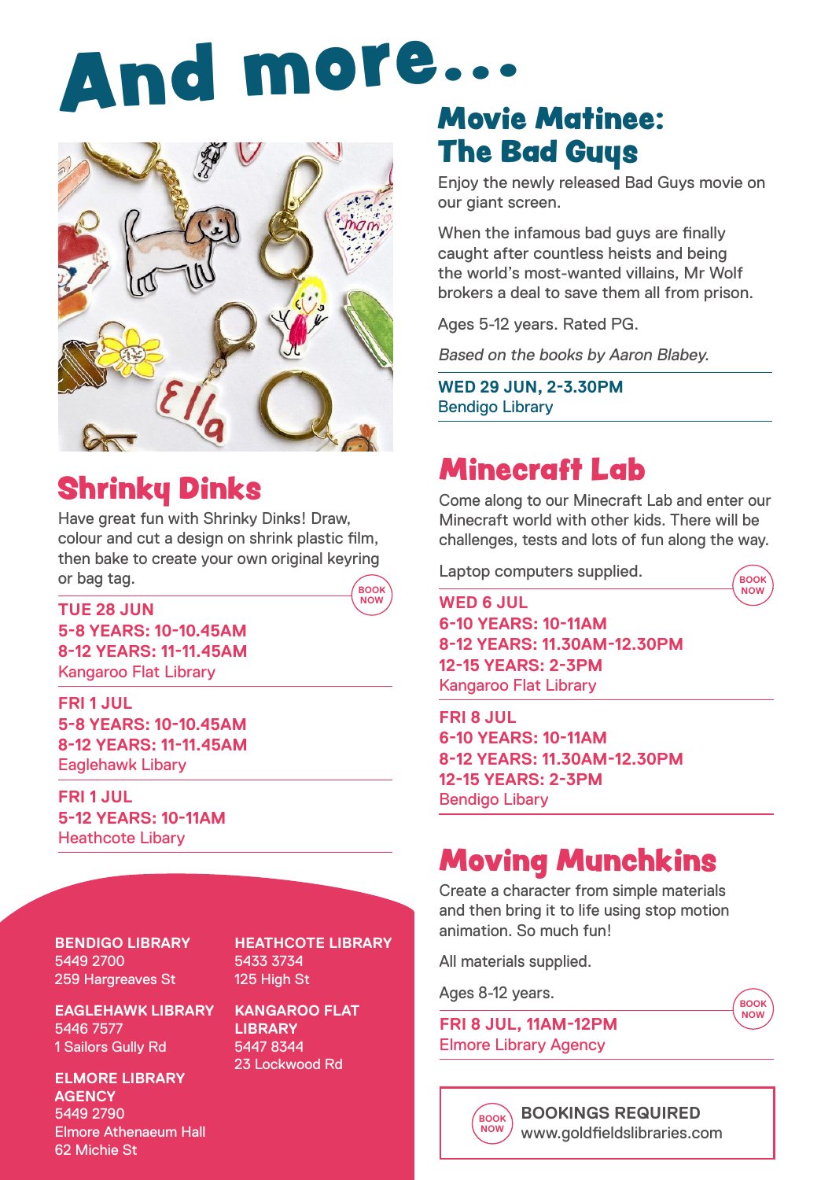# And more...

## Shrinky Dinks

Have great fun with Shrinky Dinks! Draw, colour and cut a design on shrink plastic film, then bake to create your own original keyring or bag tag.

BOOK NOW

**TUE 28 JUN**
**5-8 YEARS: 10-10.45AM**
**8-12 YEARS: 11-11.45AM**
Kangaroo Flat Library

**FRI 1 JUL**
**5-8 YEARS: 10-10.45AM**
**8-12 YEARS: 11-11.45AM**
Eaglehawk Libary

**FRI 1 JUL**
**5-12 YEARS: 10-11AM**
Heathcote Libary

**BENDIGO LIBRARY**
5449 2700
259 Hargreaves St

**EAGLEHAWK LIBRARY**
5446 7577
1 Sailors Gully Rd

**ELMORE LIBRARY AGENCY**
5449 2790
Elmore Athenaeum Hall
62 Michie St

**HEATHCOTE LIBRARY**
5433 3734
125 High St

**KANGAROO FLAT LIBRARY**
5447 8344
23 Lockwood Rd

## Movie Matinee: The Bad Guys

Enjoy the newly released Bad Guys movie on our giant screen.

When the infamous bad guys are finally caught after countless heists and being the world's most-wanted villains, Mr Wolf brokers a deal to save them all from prison.

Ages 5-12 years. Rated PG.

*Based on the books by Aaron Blabey.*

**WED 29 JUN, 2-3.30PM**
Bendigo Library

## Minecraft Lab

Come along to our Minecraft Lab and enter our Minecraft world with other kids. There will be challenges, tests and lots of fun along the way.

Laptop computers supplied.

BOOK NOW

**WED 6 JUL**
**6-10 YEARS: 10-11AM**
**8-12 YEARS: 11.30AM-12.30PM**
**12-15 YEARS: 2-3PM**
Kangaroo Flat Library

**FRI 8 JUL**
**6-10 YEARS: 10-11AM**
**8-12 YEARS: 11.30AM-12.30PM**
**12-15 YEARS: 2-3PM**
Bendigo Libary

## Moving Munchkins

Create a character from simple materials and then bring it to life using stop motion animation. So much fun!

All materials supplied.

Ages 8-12 years.

BOOK NOW

**FRI 8 JUL, 11AM-12PM**
Elmore Library Agency

BOOK NOW **BOOKINGS REQUIRED**
www.goldfieldslibraries.com